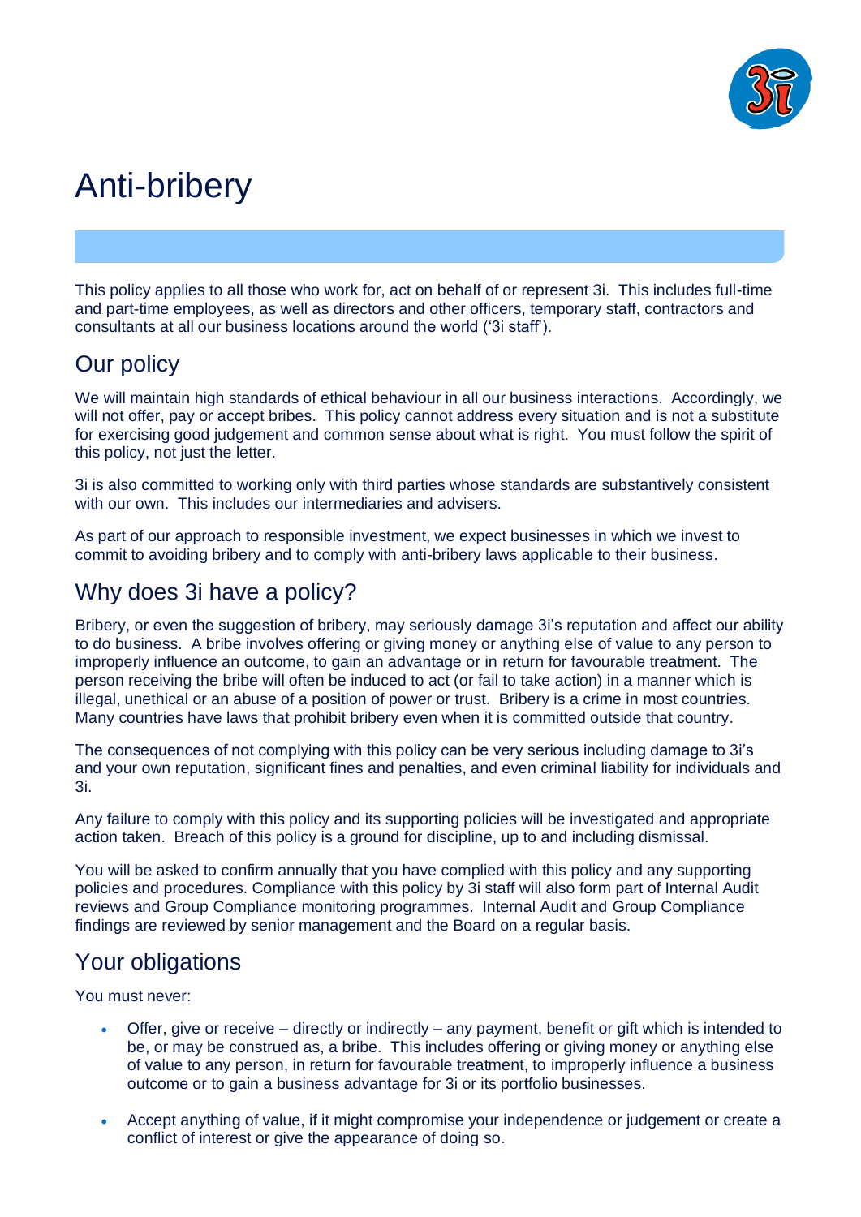# Anti-bribery

This policy applies to all those who work for, act on behalf of or represent 3i. This includes full-time and part-time employees, as well as directors and other officers, temporary staff, contractors and consultants at all our business locations around the world ('3i staff').

## Our policy

We will maintain high standards of ethical behaviour in all our business interactions. Accordingly, we will not offer, pay or accept bribes. This policy cannot address every situation and is not a substitute for exercising good judgement and common sense about what is right. You must follow the spirit of this policy, not just the letter.

3i is also committed to working only with third parties whose standards are substantively consistent with our own. This includes our intermediaries and advisers.

As part of our approach to responsible investment, we expect businesses in which we invest to commit to avoiding bribery and to comply with anti-bribery laws applicable to their business.

## Why does 3i have a policy?

Bribery, or even the suggestion of bribery, may seriously damage 3i's reputation and affect our ability to do business. A bribe involves offering or giving money or anything else of value to any person to improperly influence an outcome, to gain an advantage or in return for favourable treatment. The person receiving the bribe will often be induced to act (or fail to take action) in a manner which is illegal, unethical or an abuse of a position of power or trust. Bribery is a crime in most countries. Many countries have laws that prohibit bribery even when it is committed outside that country.

The consequences of not complying with this policy can be very serious including damage to 3i's and your own reputation, significant fines and penalties, and even criminal liability for individuals and 3i.

Any failure to comply with this policy and its supporting policies will be investigated and appropriate action taken. Breach of this policy is a ground for discipline, up to and including dismissal.

You will be asked to confirm annually that you have complied with this policy and any supporting policies and procedures. Compliance with this policy by 3i staff will also form part of Internal Audit reviews and Group Compliance monitoring programmes. Internal Audit and Group Compliance findings are reviewed by senior management and the Board on a regular basis.

## Your obligations

You must never:

- Offer, give or receive – directly or indirectly – any payment, benefit or gift which is intended to be, or may be construed as, a bribe. This includes offering or giving money or anything else of value to any person, in return for favourable treatment, to improperly influence a business outcome or to gain a business advantage for 3i or its portfolio businesses.
- Accept anything of value, if it might compromise your independence or judgement or create a conflict of interest or give the appearance of doing so.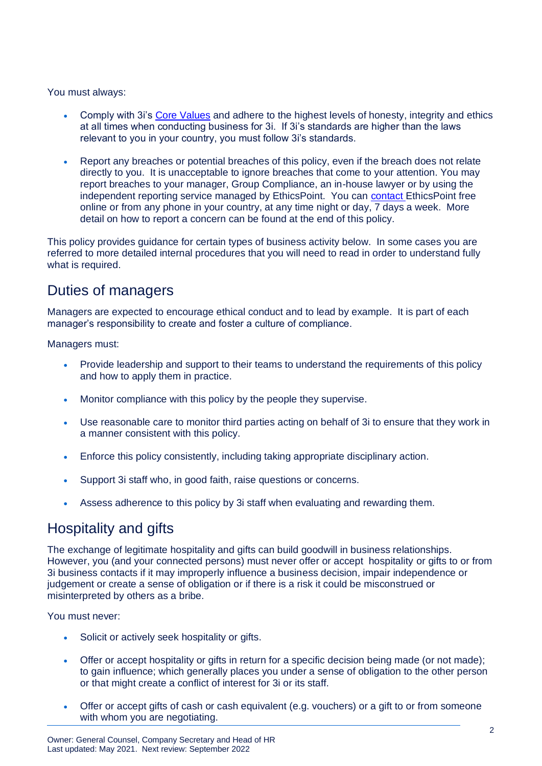You must always:

- Comply with 3i's [Core Values] and adhere to the highest levels of honesty, integrity and ethics at all times when conducting business for 3i. If 3i's standards are higher than the laws relevant to you in your country, you must follow 3i's standards.

- Report any breaches or potential breaches of this policy, even if the breach does not relate directly to you. It is unacceptable to ignore breaches that come to your attention. You may report breaches to your manager, Group Compliance, an in-house lawyer or by using the independent reporting service managed by EthicsPoint. You can [contact] EthicsPoint free online or from any phone in your country, at any time night or day, 7 days a week. More detail on how to report a concern can be found at the end of this policy.

This policy provides guidance for certain types of business activity below. In some cases you are referred to more detailed internal procedures that you will need to read in order to understand fully what is required.

## Duties of managers

Managers are expected to encourage ethical conduct and to lead by example. It is part of each manager's responsibility to create and foster a culture of compliance.

Managers must:

- Provide leadership and support to their teams to understand the requirements of this policy and how to apply them in practice.

- Monitor compliance with this policy by the people they supervise.

- Use reasonable care to monitor third parties acting on behalf of 3i to ensure that they work in a manner consistent with this policy.

- Enforce this policy consistently, including taking appropriate disciplinary action.

- Support 3i staff who, in good faith, raise questions or concerns.

- Assess adherence to this policy by 3i staff when evaluating and rewarding them.

## Hospitality and gifts

The exchange of legitimate hospitality and gifts can build goodwill in business relationships. However, you (and your connected persons) must never offer or accept hospitality or gifts to or from 3i business contacts if it may improperly influence a business decision, impair independence or judgement or create a sense of obligation or if there is a risk it could be misconstrued or misinterpreted by others as a bribe.

You must never:

- Solicit or actively seek hospitality or gifts.

- Offer or accept hospitality or gifts in return for a specific decision being made (or not made); to gain influence; which generally places you under a sense of obligation to the other person or that might create a conflict of interest for 3i or its staff.

- Offer or accept gifts of cash or cash equivalent (e.g. vouchers) or a gift to or from someone with whom you are negotiating.

Owner: General Counsel, Company Secretary and Head of HR
Last updated: May 2021. Next review: September 2022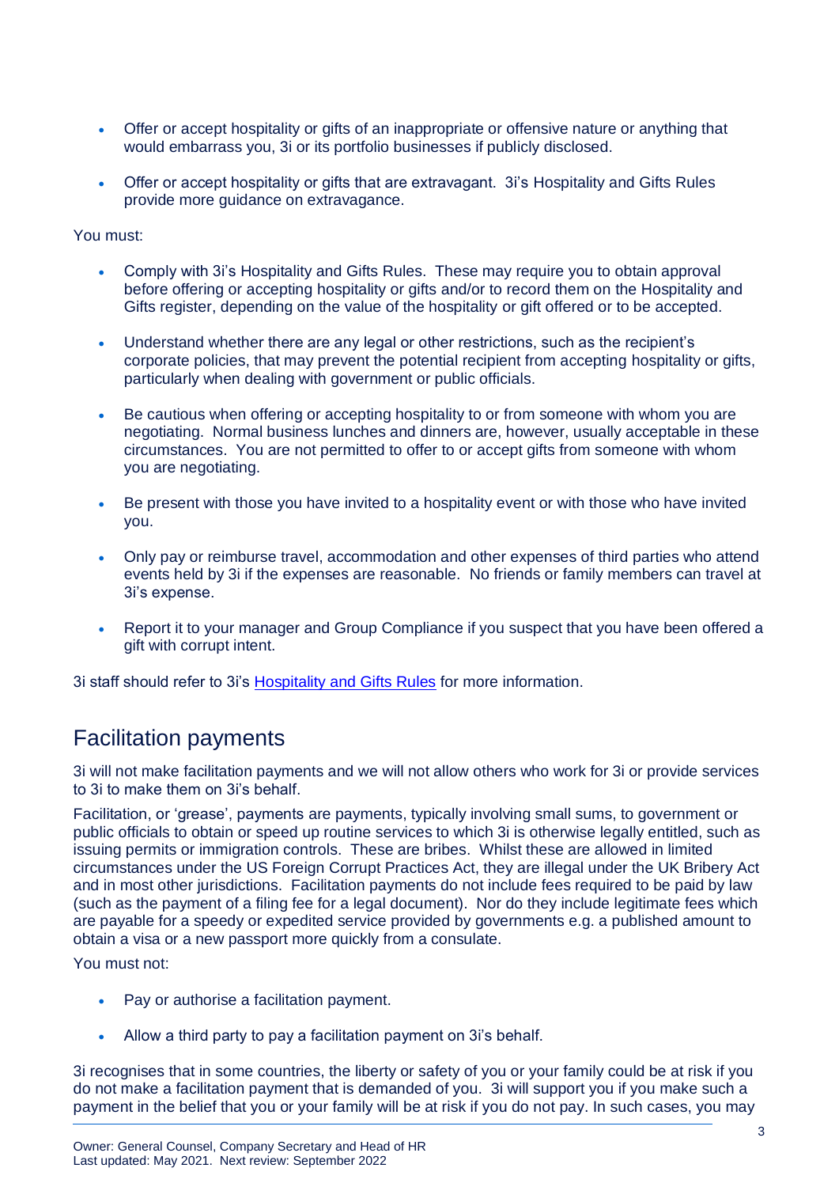- Offer or accept hospitality or gifts of an inappropriate or offensive nature or anything that would embarrass you, 3i or its portfolio businesses if publicly disclosed.
- Offer or accept hospitality or gifts that are extravagant. 3i's Hospitality and Gifts Rules provide more guidance on extravagance.

You must:

- Comply with 3i's Hospitality and Gifts Rules. These may require you to obtain approval before offering or accepting hospitality or gifts and/or to record them on the Hospitality and Gifts register, depending on the value of the hospitality or gift offered or to be accepted.
- Understand whether there are any legal or other restrictions, such as the recipient's corporate policies, that may prevent the potential recipient from accepting hospitality or gifts, particularly when dealing with government or public officials.
- Be cautious when offering or accepting hospitality to or from someone with whom you are negotiating. Normal business lunches and dinners are, however, usually acceptable in these circumstances. You are not permitted to offer to or accept gifts from someone with whom you are negotiating.
- Be present with those you have invited to a hospitality event or with those who have invited you.
- Only pay or reimburse travel, accommodation and other expenses of third parties who attend events held by 3i if the expenses are reasonable. No friends or family members can travel at 3i's expense.
- Report it to your manager and Group Compliance if you suspect that you have been offered a gift with corrupt intent.

3i staff should refer to 3i's Hospitality and Gifts Rules for more information.

## Facilitation payments

3i will not make facilitation payments and we will not allow others who work for 3i or provide services to 3i to make them on 3i's behalf.

Facilitation, or 'grease', payments are payments, typically involving small sums, to government or public officials to obtain or speed up routine services to which 3i is otherwise legally entitled, such as issuing permits or immigration controls. These are bribes. Whilst these are allowed in limited circumstances under the US Foreign Corrupt Practices Act, they are illegal under the UK Bribery Act and in most other jurisdictions. Facilitation payments do not include fees required to be paid by law (such as the payment of a filing fee for a legal document). Nor do they include legitimate fees which are payable for a speedy or expedited service provided by governments e.g. a published amount to obtain a visa or a new passport more quickly from a consulate.

You must not:

- Pay or authorise a facilitation payment.
- Allow a third party to pay a facilitation payment on 3i's behalf.

3i recognises that in some countries, the liberty or safety of you or your family could be at risk if you do not make a facilitation payment that is demanded of you. 3i will support you if you make such a payment in the belief that you or your family will be at risk if you do not pay. In such cases, you may

Owner: General Counsel, Company Secretary and Head of HR
Last updated: May 2021. Next review: September 2022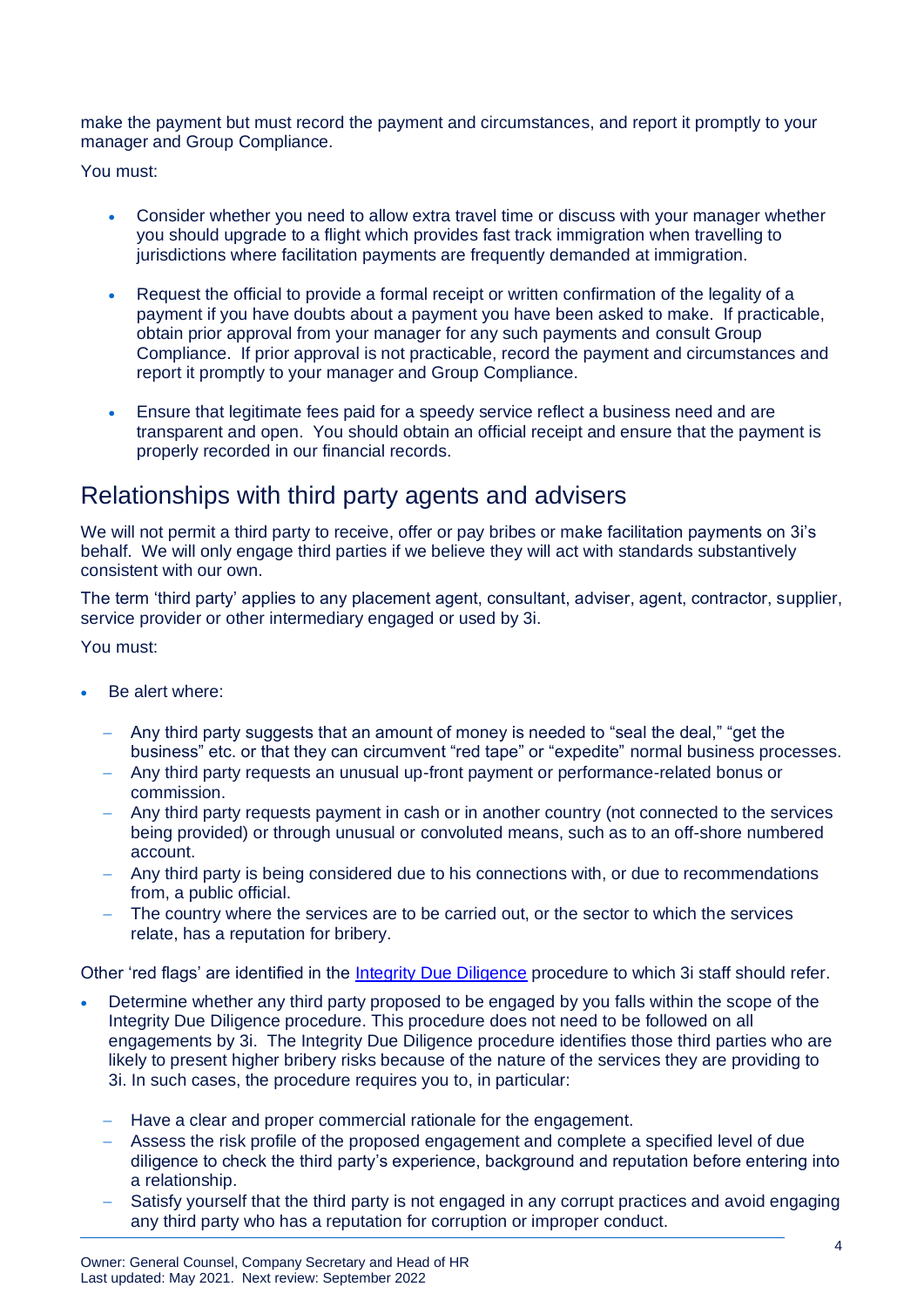make the payment but must record the payment and circumstances, and report it promptly to your manager and Group Compliance.

You must:

- Consider whether you need to allow extra travel time or discuss with your manager whether you should upgrade to a flight which provides fast track immigration when travelling to jurisdictions where facilitation payments are frequently demanded at immigration.

- Request the official to provide a formal receipt or written confirmation of the legality of a payment if you have doubts about a payment you have been asked to make. If practicable, obtain prior approval from your manager for any such payments and consult Group Compliance. If prior approval is not practicable, record the payment and circumstances and report it promptly to your manager and Group Compliance.

- Ensure that legitimate fees paid for a speedy service reflect a business need and are transparent and open. You should obtain an official receipt and ensure that the payment is properly recorded in our financial records.

## Relationships with third party agents and advisers

We will not permit a third party to receive, offer or pay bribes or make facilitation payments on 3i's behalf. We will only engage third parties if we believe they will act with standards substantively consistent with our own.

The term 'third party' applies to any placement agent, consultant, adviser, agent, contractor, supplier, service provider or other intermediary engaged or used by 3i.

You must:

- Be alert where:
  - Any third party suggests that an amount of money is needed to "seal the deal," "get the business" etc. or that they can circumvent "red tape" or "expedite" normal business processes.
  - Any third party requests an unusual up-front payment or performance-related bonus or commission.
  - Any third party requests payment in cash or in another country (not connected to the services being provided) or through unusual or convoluted means, such as to an off-shore numbered account.
  - Any third party is being considered due to his connections with, or due to recommendations from, a public official.
  - The country where the services are to be carried out, or the sector to which the services relate, has a reputation for bribery.

Other 'red flags' are identified in the Integrity Due Diligence procedure to which 3i staff should refer.

- Determine whether any third party proposed to be engaged by you falls within the scope of the Integrity Due Diligence procedure. This procedure does not need to be followed on all engagements by 3i. The Integrity Due Diligence procedure identifies those third parties who are likely to present higher bribery risks because of the nature of the services they are providing to 3i. In such cases, the procedure requires you to, in particular:
  - Have a clear and proper commercial rationale for the engagement.
  - Assess the risk profile of the proposed engagement and complete a specified level of due diligence to check the third party's experience, background and reputation before entering into a relationship.
  - Satisfy yourself that the third party is not engaged in any corrupt practices and avoid engaging any third party who has a reputation for corruption or improper conduct.

Owner: General Counsel, Company Secretary and Head of HR
Last updated: May 2021. Next review: September 2022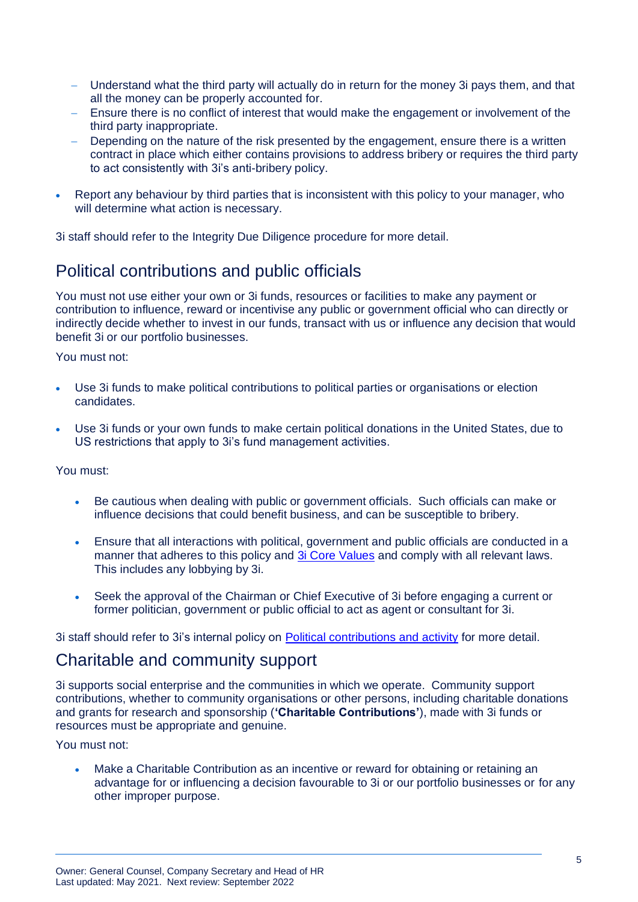- Understand what the third party will actually do in return for the money 3i pays them, and that all the money can be properly accounted for.
  - Ensure there is no conflict of interest that would make the engagement or involvement of the third party inappropriate.
  - Depending on the nature of the risk presented by the engagement, ensure there is a written contract in place which either contains provisions to address bribery or requires the third party to act consistently with 3i's anti-bribery policy.

- Report any behaviour by third parties that is inconsistent with this policy to your manager, who will determine what action is necessary.

3i staff should refer to the Integrity Due Diligence procedure for more detail.

## Political contributions and public officials

You must not use either your own or 3i funds, resources or facilities to make any payment or contribution to influence, reward or incentivise any public or government official who can directly or indirectly decide whether to invest in our funds, transact with us or influence any decision that would benefit 3i or our portfolio businesses.

You must not:

- Use 3i funds to make political contributions to political parties or organisations or election candidates.
- Use 3i funds or your own funds to make certain political donations in the United States, due to US restrictions that apply to 3i's fund management activities.

You must:

- Be cautious when dealing with public or government officials. Such officials can make or influence decisions that could benefit business, and can be susceptible to bribery.
- Ensure that all interactions with political, government and public officials are conducted in a manner that adheres to this policy and 3i Core Values and comply with all relevant laws. This includes any lobbying by 3i.
- Seek the approval of the Chairman or Chief Executive of 3i before engaging a current or former politician, government or public official to act as agent or consultant for 3i.

3i staff should refer to 3i's internal policy on Political contributions and activity for more detail.

## Charitable and community support

3i supports social enterprise and the communities in which we operate. Community support contributions, whether to community organisations or other persons, including charitable donations and grants for research and sponsorship (**'Charitable Contributions'**), made with 3i funds or resources must be appropriate and genuine.

You must not:

- Make a Charitable Contribution as an incentive or reward for obtaining or retaining an advantage for or influencing a decision favourable to 3i or our portfolio businesses or for any other improper purpose.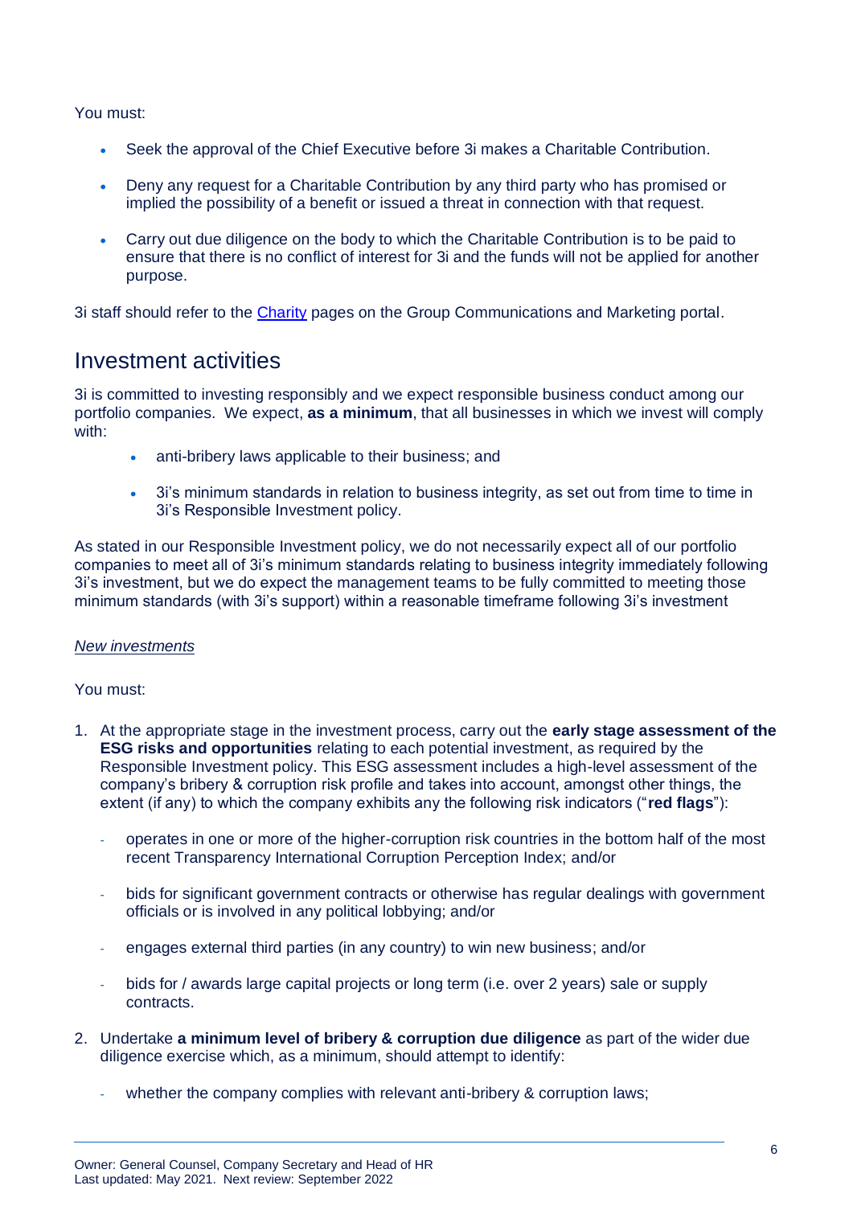You must:

- Seek the approval of the Chief Executive before 3i makes a Charitable Contribution.
- Deny any request for a Charitable Contribution by any third party who has promised or implied the possibility of a benefit or issued a threat in connection with that request.
- Carry out due diligence on the body to which the Charitable Contribution is to be paid to ensure that there is no conflict of interest for 3i and the funds will not be applied for another purpose.

3i staff should refer to the Charity pages on the Group Communications and Marketing portal.

## Investment activities

3i is committed to investing responsibly and we expect responsible business conduct among our portfolio companies. We expect, **as a minimum**, that all businesses in which we invest will comply with:

- anti-bribery laws applicable to their business; and
- 3i's minimum standards in relation to business integrity, as set out from time to time in 3i's Responsible Investment policy.

As stated in our Responsible Investment policy, we do not necessarily expect all of our portfolio companies to meet all of 3i's minimum standards relating to business integrity immediately following 3i's investment, but we do expect the management teams to be fully committed to meeting those minimum standards (with 3i's support) within a reasonable timeframe following 3i's investment

*New investments*

You must:

1. At the appropriate stage in the investment process, carry out the **early stage assessment of the ESG risks and opportunities** relating to each potential investment, as required by the Responsible Investment policy. This ESG assessment includes a high-level assessment of the company's bribery & corruption risk profile and takes into account, amongst other things, the extent (if any) to which the company exhibits any the following risk indicators ("**red flags**"):
   - operates in one or more of the higher-corruption risk countries in the bottom half of the most recent Transparency International Corruption Perception Index; and/or
   - bids for significant government contracts or otherwise has regular dealings with government officials or is involved in any political lobbying; and/or
   - engages external third parties (in any country) to win new business; and/or
   - bids for / awards large capital projects or long term (i.e. over 2 years) sale or supply contracts.
2. Undertake **a minimum level of bribery & corruption due diligence** as part of the wider due diligence exercise which, as a minimum, should attempt to identify:
   - whether the company complies with relevant anti-bribery & corruption laws;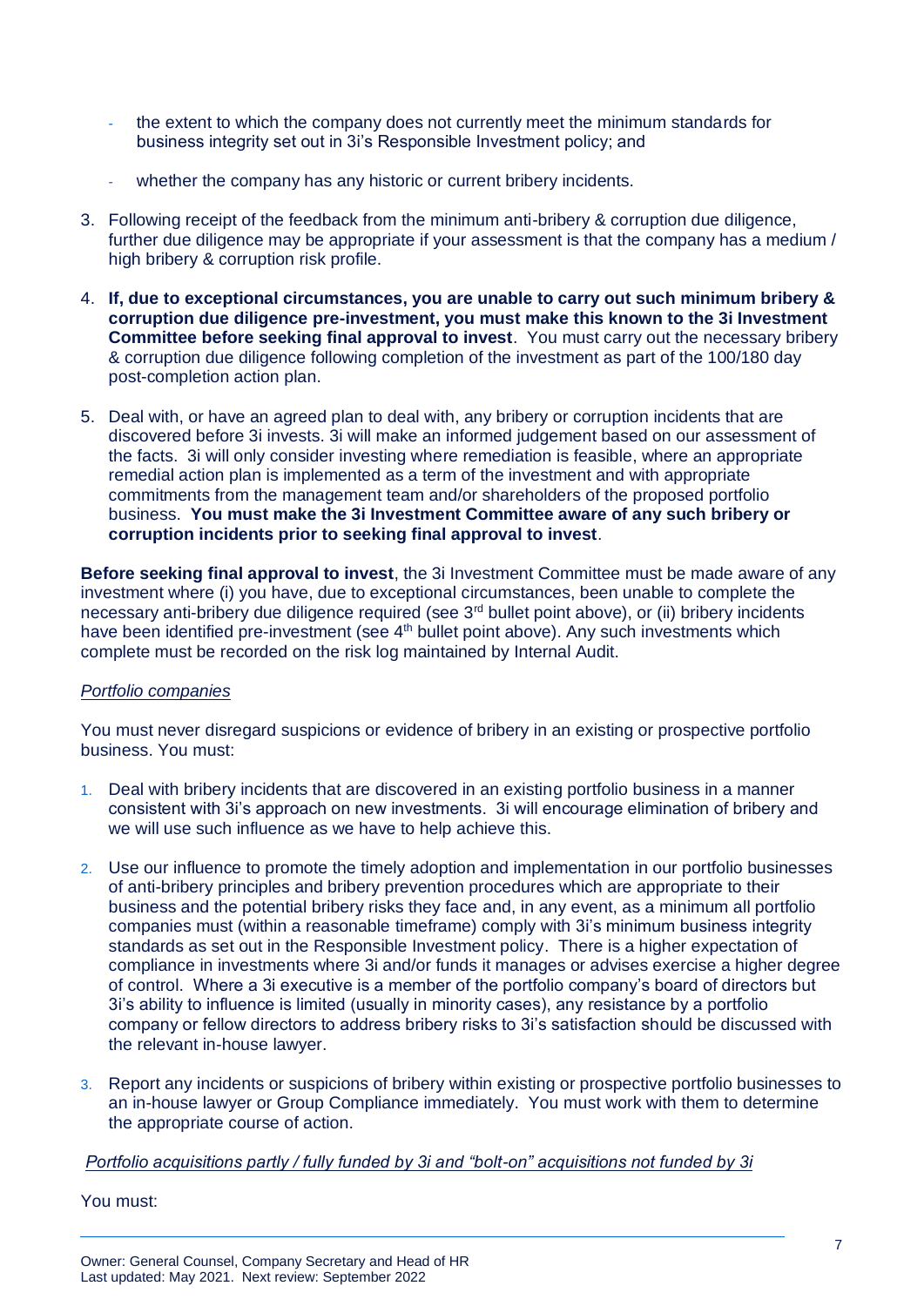- the extent to which the company does not currently meet the minimum standards for business integrity set out in 3i's Responsible Investment policy; and
- whether the company has any historic or current bribery incidents.

3. Following receipt of the feedback from the minimum anti-bribery & corruption due diligence, further due diligence may be appropriate if your assessment is that the company has a medium / high bribery & corruption risk profile.
4. **If, due to exceptional circumstances, you are unable to carry out such minimum bribery & corruption due diligence pre-investment, you must make this known to the 3i Investment Committee before seeking final approval to invest**. You must carry out the necessary bribery & corruption due diligence following completion of the investment as part of the 100/180 day post-completion action plan.
5. Deal with, or have an agreed plan to deal with, any bribery or corruption incidents that are discovered before 3i invests. 3i will make an informed judgement based on our assessment of the facts. 3i will only consider investing where remediation is feasible, where an appropriate remedial action plan is implemented as a term of the investment and with appropriate commitments from the management team and/or shareholders of the proposed portfolio business. **You must make the 3i Investment Committee aware of any such bribery or corruption incidents prior to seeking final approval to invest**.

**Before seeking final approval to invest**, the 3i Investment Committee must be made aware of any investment where (i) you have, due to exceptional circumstances, been unable to complete the necessary anti-bribery due diligence required (see 3rd bullet point above), or (ii) bribery incidents have been identified pre-investment (see 4th bullet point above). Any such investments which complete must be recorded on the risk log maintained by Internal Audit.

*Portfolio companies*

You must never disregard suspicions or evidence of bribery in an existing or prospective portfolio business. You must:

1. Deal with bribery incidents that are discovered in an existing portfolio business in a manner consistent with 3i's approach on new investments. 3i will encourage elimination of bribery and we will use such influence as we have to help achieve this.
2. Use our influence to promote the timely adoption and implementation in our portfolio businesses of anti-bribery principles and bribery prevention procedures which are appropriate to their business and the potential bribery risks they face and, in any event, as a minimum all portfolio companies must (within a reasonable timeframe) comply with 3i's minimum business integrity standards as set out in the Responsible Investment policy. There is a higher expectation of compliance in investments where 3i and/or funds it manages or advises exercise a higher degree of control. Where a 3i executive is a member of the portfolio company's board of directors but 3i's ability to influence is limited (usually in minority cases), any resistance by a portfolio company or fellow directors to address bribery risks to 3i's satisfaction should be discussed with the relevant in-house lawyer.
3. Report any incidents or suspicions of bribery within existing or prospective portfolio businesses to an in-house lawyer or Group Compliance immediately. You must work with them to determine the appropriate course of action.

*Portfolio acquisitions partly / fully funded by 3i and "bolt-on" acquisitions not funded by 3i*

You must: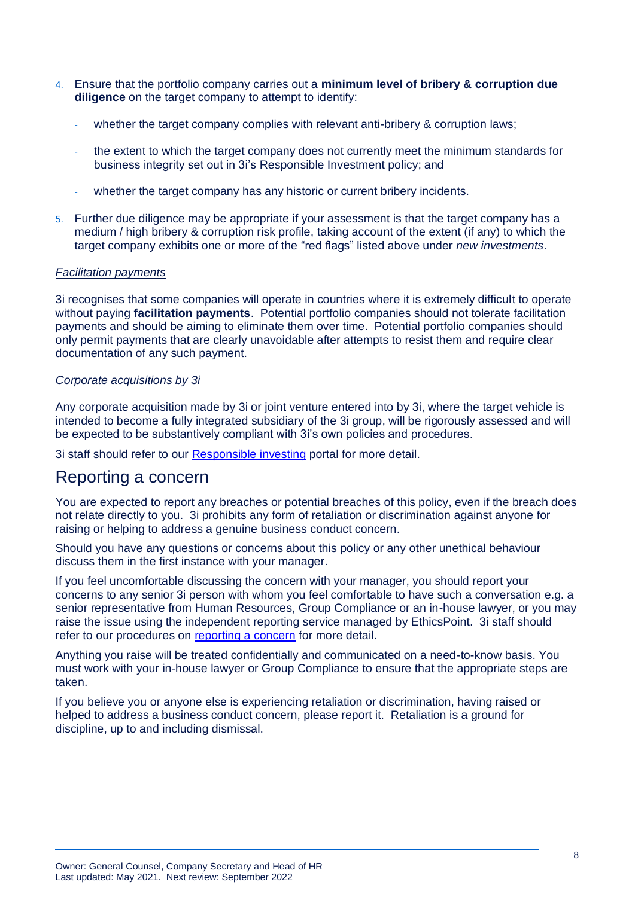4. Ensure that the portfolio company carries out a **minimum level of bribery & corruption due diligence** on the target company to attempt to identify:
   - whether the target company complies with relevant anti-bribery & corruption laws;
   - the extent to which the target company does not currently meet the minimum standards for business integrity set out in 3i's Responsible Investment policy; and
   - whether the target company has any historic or current bribery incidents.
5. Further due diligence may be appropriate if your assessment is that the target company has a medium / high bribery & corruption risk profile, taking account of the extent (if any) to which the target company exhibits one or more of the "red flags" listed above under *new investments*.

*Facilitation payments*

3i recognises that some companies will operate in countries where it is extremely difficult to operate without paying **facilitation payments**. Potential portfolio companies should not tolerate facilitation payments and should be aiming to eliminate them over time. Potential portfolio companies should only permit payments that are clearly unavoidable after attempts to resist them and require clear documentation of any such payment.

*Corporate acquisitions by 3i*

Any corporate acquisition made by 3i or joint venture entered into by 3i, where the target vehicle is intended to become a fully integrated subsidiary of the 3i group, will be rigorously assessed and will be expected to be substantively compliant with 3i's own policies and procedures.

3i staff should refer to our Responsible investing portal for more detail.

## Reporting a concern

You are expected to report any breaches or potential breaches of this policy, even if the breach does not relate directly to you. 3i prohibits any form of retaliation or discrimination against anyone for raising or helping to address a genuine business conduct concern.

Should you have any questions or concerns about this policy or any other unethical behaviour discuss them in the first instance with your manager.

If you feel uncomfortable discussing the concern with your manager, you should report your concerns to any senior 3i person with whom you feel comfortable to have such a conversation e.g. a senior representative from Human Resources, Group Compliance or an in-house lawyer, or you may raise the issue using the independent reporting service managed by EthicsPoint. 3i staff should refer to our procedures on reporting a concern for more detail.

Anything you raise will be treated confidentially and communicated on a need-to-know basis. You must work with your in-house lawyer or Group Compliance to ensure that the appropriate steps are taken.

If you believe you or anyone else is experiencing retaliation or discrimination, having raised or helped to address a business conduct concern, please report it. Retaliation is a ground for discipline, up to and including dismissal.